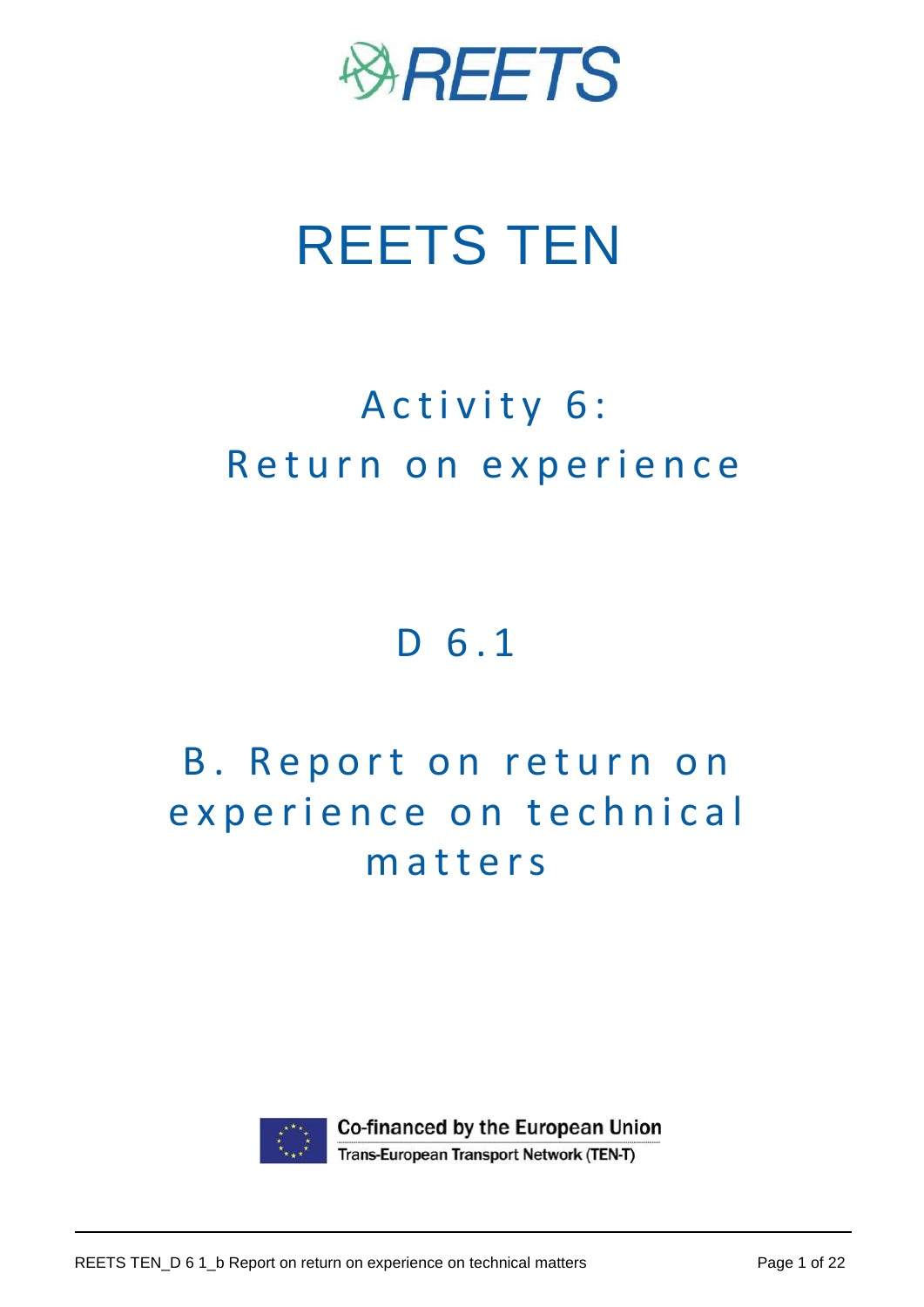REETS

# REETS TEN

## Activity 6: Return on experience

## D 6.1

## B. Report on return on experience on technical matters

Co-financed by the European Union

Trans-European Transport Network (TEN-T)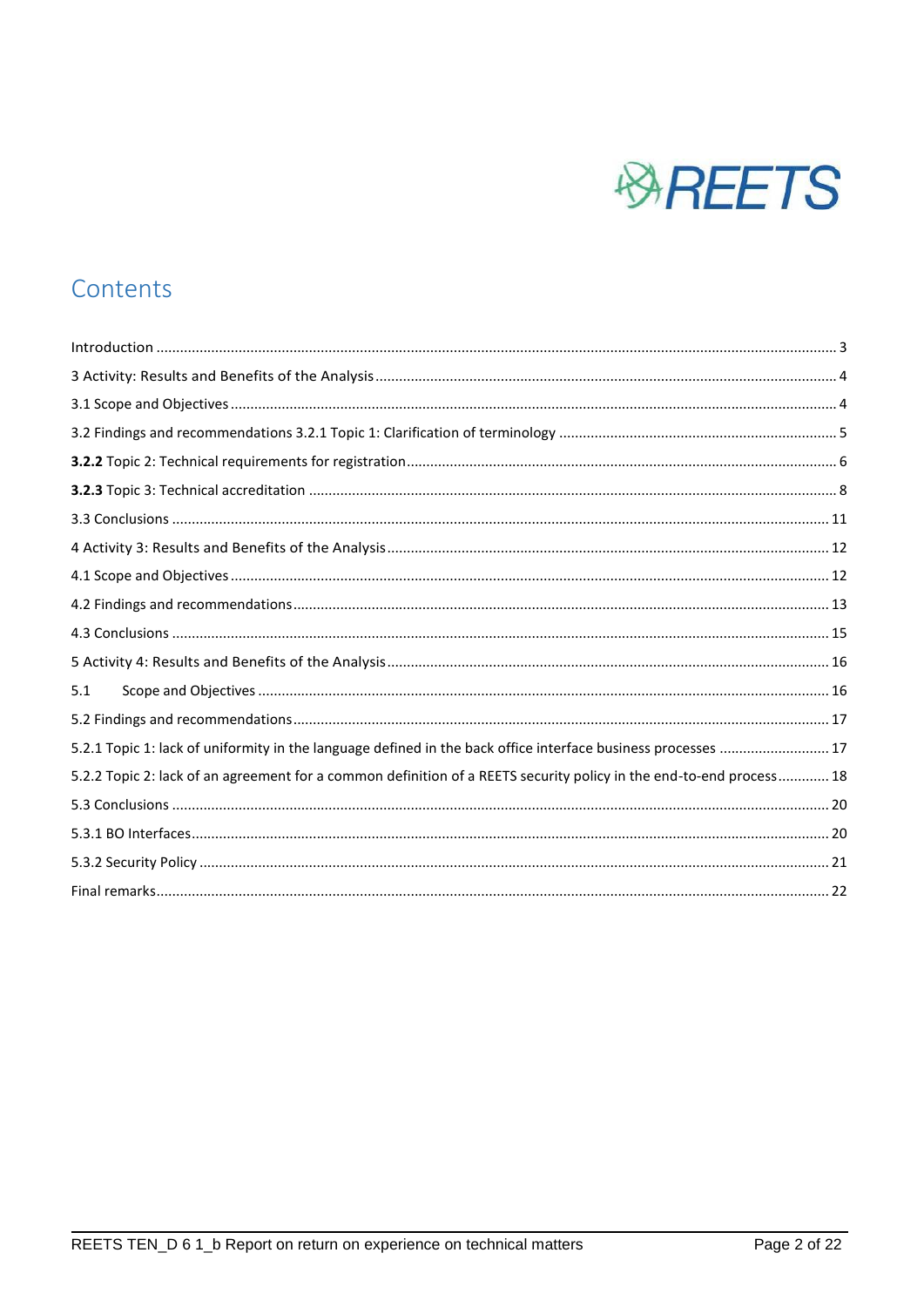## Contents

Introduction ........................................................................................................................................................ 3
3 Activity: Results and Benefits of the Analysis .................................................................................................. 4
3.1 Scope and Objectives ...................................................................................................................................... 4
3.2 Findings and recommendations 3.2.1 Topic 1: Clarification of terminology ...................................................... 5
**3.2.2** Topic 2: Technical requirements for registration ........................................................................................... 6
**3.2.3** Topic 3: Technical accreditation .................................................................................................................... 8
3.3 Conclusions ..................................................................................................................................................... 11
4 Activity 3: Results and Benefits of the Analysis ................................................................................................. 12
4.1 Scope and Objectives ...................................................................................................................................... 12
4.2 Findings and recommendations ....................................................................................................................... 13
4.3 Conclusions ..................................................................................................................................................... 15
5 Activity 4: Results and Benefits of the Analysis ................................................................................................. 16
5.1 Scope and Objectives ...................................................................................................................................... 16
5.2 Findings and recommendations ....................................................................................................................... 17
5.2.1 Topic 1: lack of uniformity in the language defined in the back office interface business processes ............ 17
5.2.2 Topic 2: lack of an agreement for a common definition of a REETS security policy in the end-to-end process ............ 18
5.3 Conclusions ..................................................................................................................................................... 20
5.3.1 BO Interfaces ................................................................................................................................................ 20
5.3.2 Security Policy ............................................................................................................................................... 21
Final remarks ........................................................................................................................................................ 22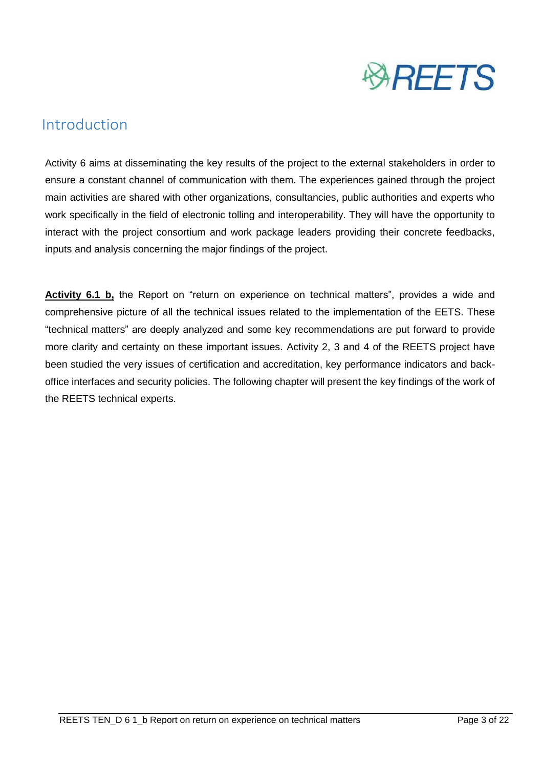# Introduction

Activity 6 aims at disseminating the key results of the project to the external stakeholders in order to ensure a constant channel of communication with them. The experiences gained through the project main activities are shared with other organizations, consultancies, public authorities and experts who work specifically in the field of electronic tolling and interoperability. They will have the opportunity to interact with the project consortium and work package leaders providing their concrete feedbacks, inputs and analysis concerning the major findings of the project.

**Activity 6.1 b,** the Report on "return on experience on technical matters", provides a wide and comprehensive picture of all the technical issues related to the implementation of the EETS. These "technical matters" are deeply analyzed and some key recommendations are put forward to provide more clarity and certainty on these important issues. Activity 2, 3 and 4 of the REETS project have been studied the very issues of certification and accreditation, key performance indicators and back-office interfaces and security policies. The following chapter will present the key findings of the work of the REETS technical experts.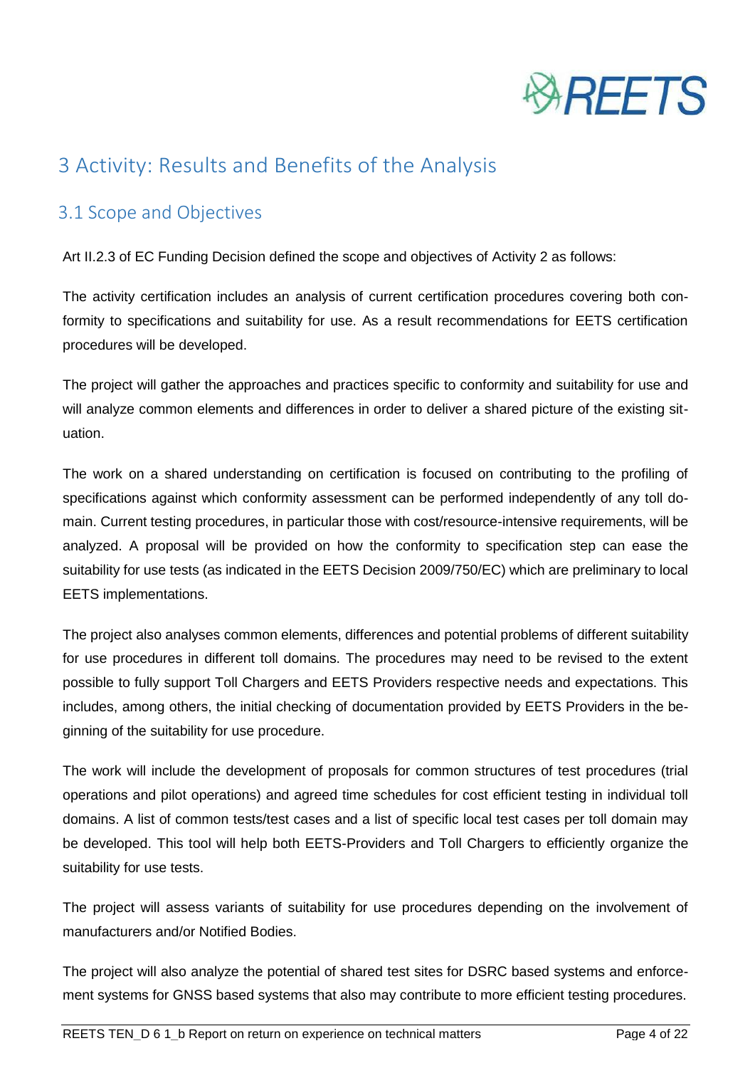# 3 Activity: Results and Benefits of the Analysis

## 3.1 Scope and Objectives

Art II.2.3 of EC Funding Decision defined the scope and objectives of Activity 2 as follows:

The activity certification includes an analysis of current certification procedures covering both conformity to specifications and suitability for use. As a result recommendations for EETS certification procedures will be developed.

The project will gather the approaches and practices specific to conformity and suitability for use and will analyze common elements and differences in order to deliver a shared picture of the existing situation.

The work on a shared understanding on certification is focused on contributing to the profiling of specifications against which conformity assessment can be performed independently of any toll domain. Current testing procedures, in particular those with cost/resource-intensive requirements, will be analyzed. A proposal will be provided on how the conformity to specification step can ease the suitability for use tests (as indicated in the EETS Decision 2009/750/EC) which are preliminary to local EETS implementations.

The project also analyses common elements, differences and potential problems of different suitability for use procedures in different toll domains. The procedures may need to be revised to the extent possible to fully support Toll Chargers and EETS Providers respective needs and expectations. This includes, among others, the initial checking of documentation provided by EETS Providers in the beginning of the suitability for use procedure.

The work will include the development of proposals for common structures of test procedures (trial operations and pilot operations) and agreed time schedules for cost efficient testing in individual toll domains. A list of common tests/test cases and a list of specific local test cases per toll domain may be developed. This tool will help both EETS-Providers and Toll Chargers to efficiently organize the suitability for use tests.

The project will assess variants of suitability for use procedures depending on the involvement of manufacturers and/or Notified Bodies.

The project will also analyze the potential of shared test sites for DSRC based systems and enforcement systems for GNSS based systems that also may contribute to more efficient testing procedures.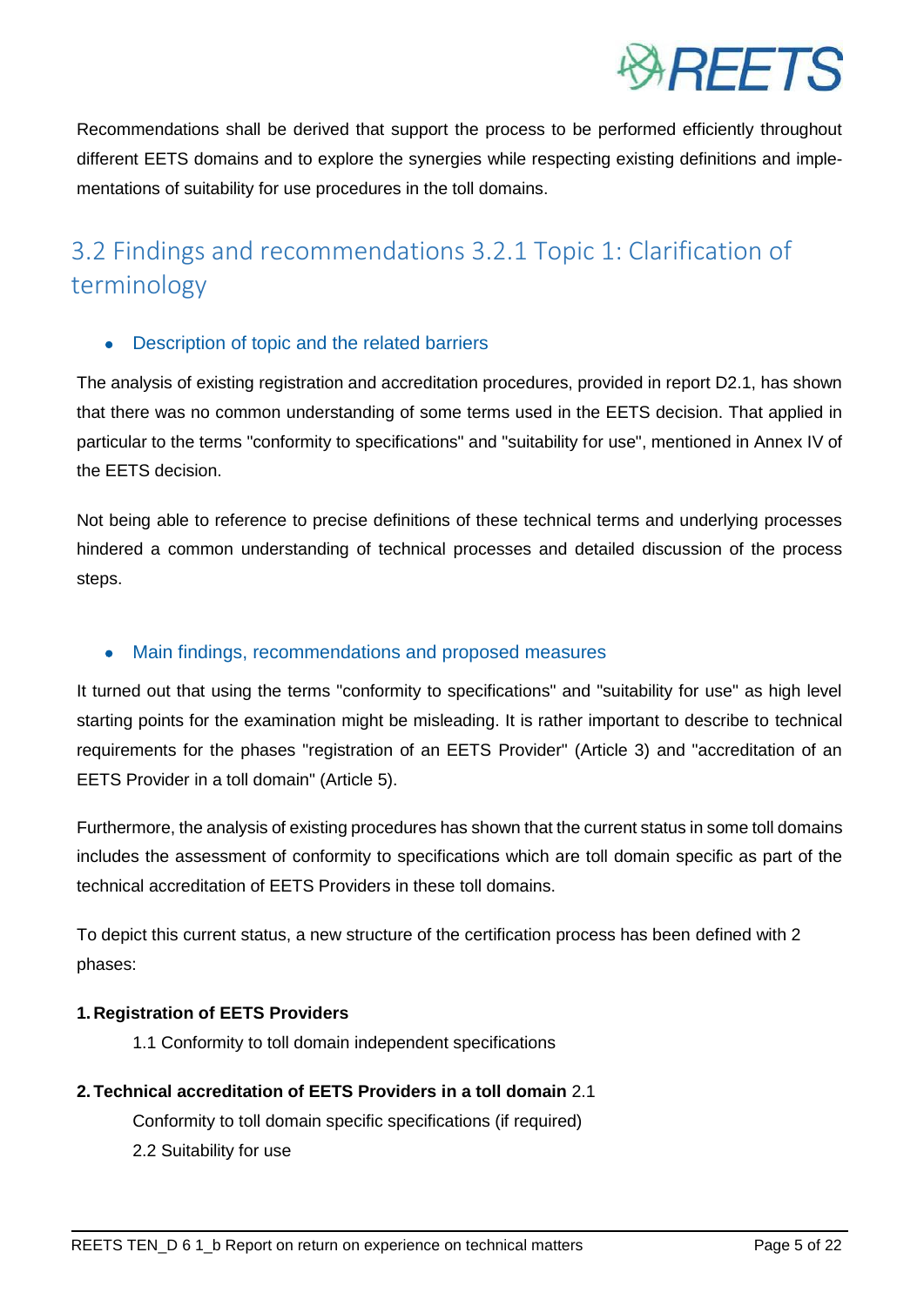Recommendations shall be derived that support the process to be performed efficiently throughout different EETS domains and to explore the synergies while respecting existing definitions and implementations of suitability for use procedures in the toll domains.

## 3.2 Findings and recommendations 3.2.1 Topic 1: Clarification of terminology

- Description of topic and the related barriers

The analysis of existing registration and accreditation procedures, provided in report D2.1, has shown that there was no common understanding of some terms used in the EETS decision. That applied in particular to the terms "conformity to specifications" and "suitability for use", mentioned in Annex IV of the EETS decision.

Not being able to reference to precise definitions of these technical terms and underlying processes hindered a common understanding of technical processes and detailed discussion of the process steps.

- Main findings, recommendations and proposed measures

It turned out that using the terms "conformity to specifications" and "suitability for use" as high level starting points for the examination might be misleading. It is rather important to describe to technical requirements for the phases "registration of an EETS Provider" (Article 3) and "accreditation of an EETS Provider in a toll domain" (Article 5).

Furthermore, the analysis of existing procedures has shown that the current status in some toll domains includes the assessment of conformity to specifications which are toll domain specific as part of the technical accreditation of EETS Providers in these toll domains.

To depict this current status, a new structure of the certification process has been defined with 2 phases:

**1. Registration of EETS Providers**

1.1 Conformity to toll domain independent specifications

**2. Technical accreditation of EETS Providers in a toll domain** 2.1

Conformity to toll domain specific specifications (if required)

2.2 Suitability for use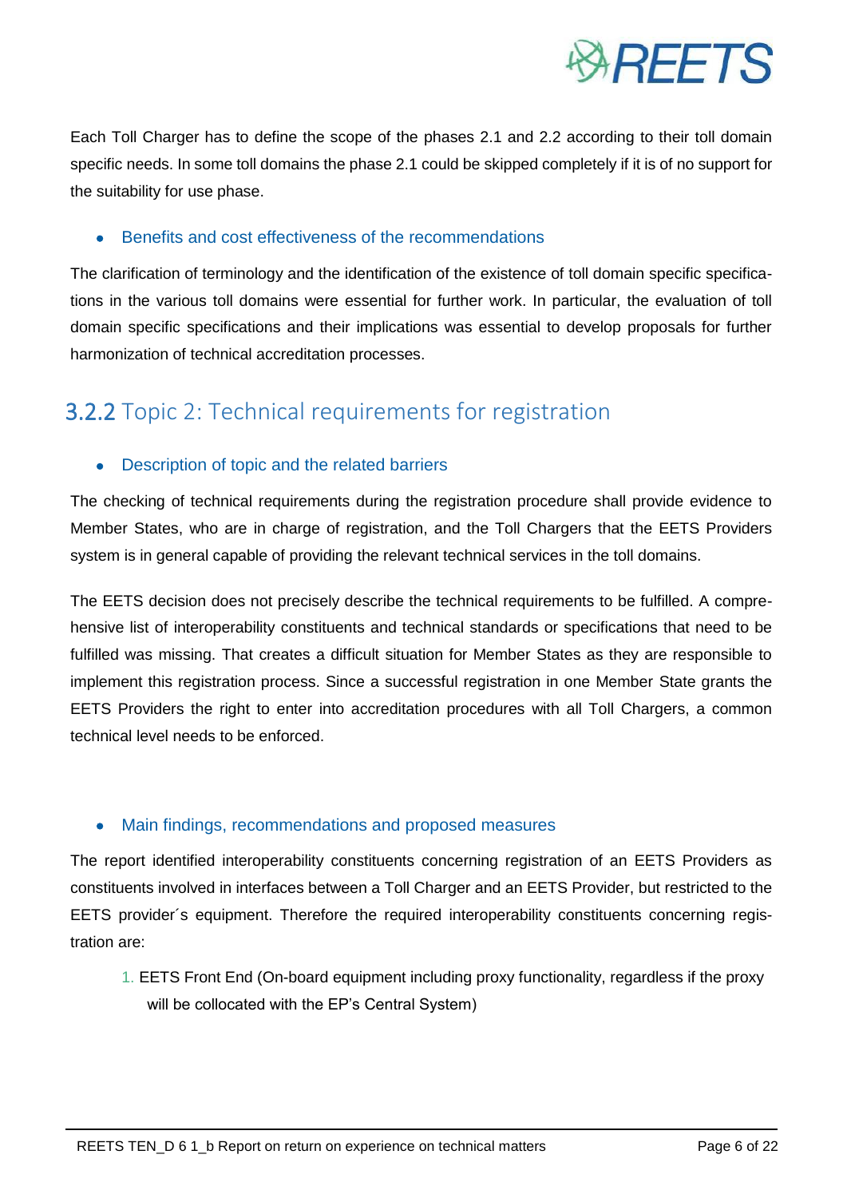Each Toll Charger has to define the scope of the phases 2.1 and 2.2 according to their toll domain specific needs. In some toll domains the phase 2.1 could be skipped completely if it is of no support for the suitability for use phase.

- Benefits and cost effectiveness of the recommendations

The clarification of terminology and the identification of the existence of toll domain specific specifications in the various toll domains were essential for further work. In particular, the evaluation of toll domain specific specifications and their implications was essential to develop proposals for further harmonization of technical accreditation processes.

### 3.2.2 Topic 2: Technical requirements for registration

- Description of topic and the related barriers

The checking of technical requirements during the registration procedure shall provide evidence to Member States, who are in charge of registration, and the Toll Chargers that the EETS Providers system is in general capable of providing the relevant technical services in the toll domains.

The EETS decision does not precisely describe the technical requirements to be fulfilled. A comprehensive list of interoperability constituents and technical standards or specifications that need to be fulfilled was missing. That creates a difficult situation for Member States as they are responsible to implement this registration process. Since a successful registration in one Member State grants the EETS Providers the right to enter into accreditation procedures with all Toll Chargers, a common technical level needs to be enforced.

- Main findings, recommendations and proposed measures

The report identified interoperability constituents concerning registration of an EETS Providers as constituents involved in interfaces between a Toll Charger and an EETS Provider, but restricted to the EETS provider´s equipment. Therefore the required interoperability constituents concerning registration are:

1. EETS Front End (On-board equipment including proxy functionality, regardless if the proxy will be collocated with the EP's Central System)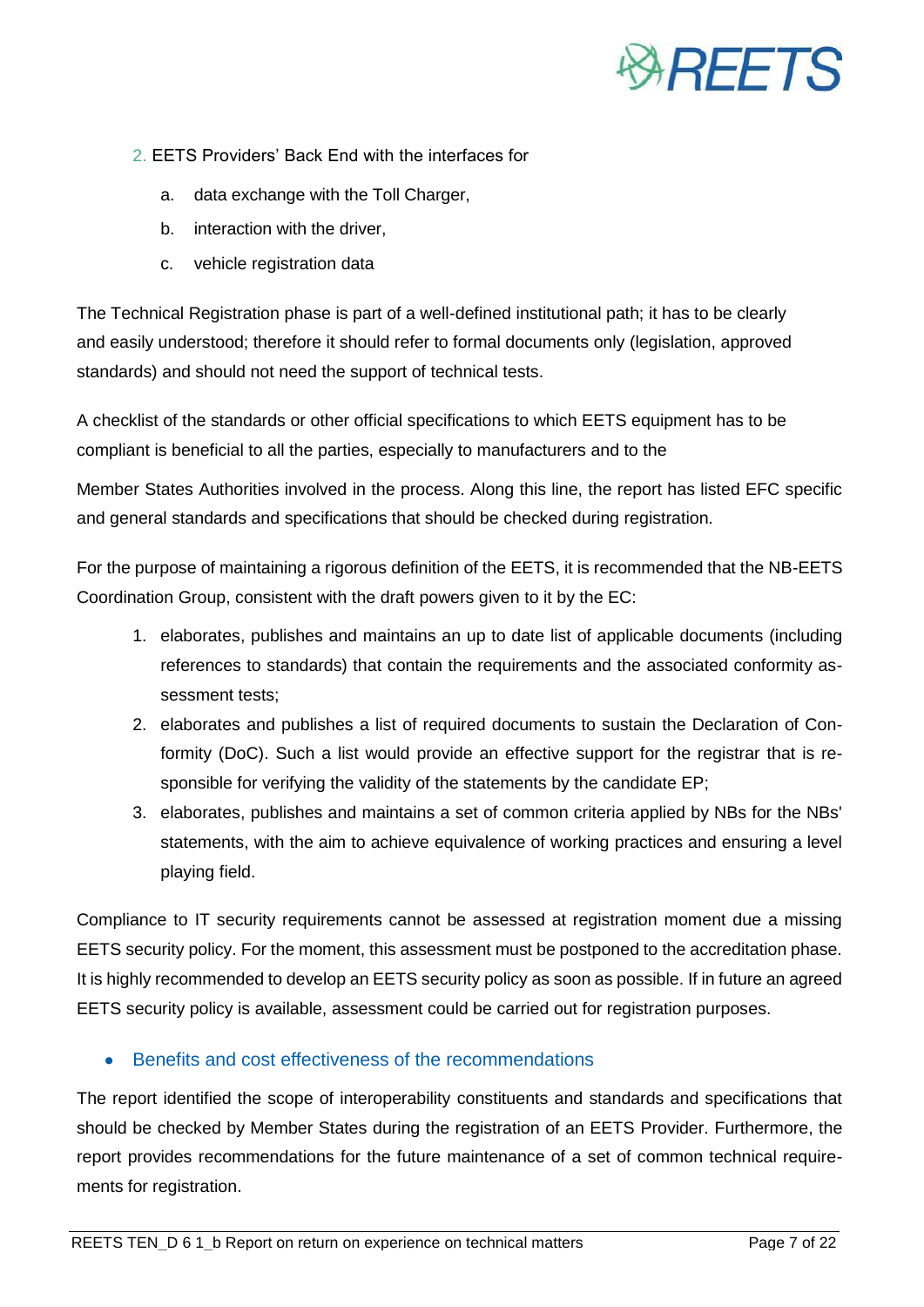2. EETS Providers' Back End with the interfaces for
    a. data exchange with the Toll Charger,
    b. interaction with the driver,
    c. vehicle registration data

The Technical Registration phase is part of a well-defined institutional path; it has to be clearly and easily understood; therefore it should refer to formal documents only (legislation, approved standards) and should not need the support of technical tests.

A checklist of the standards or other official specifications to which EETS equipment has to be compliant is beneficial to all the parties, especially to manufacturers and to the

Member States Authorities involved in the process. Along this line, the report has listed EFC specific and general standards and specifications that should be checked during registration.

For the purpose of maintaining a rigorous definition of the EETS, it is recommended that the NB-EETS Coordination Group, consistent with the draft powers given to it by the EC:

1. elaborates, publishes and maintains an up to date list of applicable documents (including references to standards) that contain the requirements and the associated conformity assessment tests;
2. elaborates and publishes a list of required documents to sustain the Declaration of Conformity (DoC). Such a list would provide an effective support for the registrar that is responsible for verifying the validity of the statements by the candidate EP;
3. elaborates, publishes and maintains a set of common criteria applied by NBs for the NBs' statements, with the aim to achieve equivalence of working practices and ensuring a level playing field.

Compliance to IT security requirements cannot be assessed at registration moment due a missing EETS security policy. For the moment, this assessment must be postponed to the accreditation phase. It is highly recommended to develop an EETS security policy as soon as possible. If in future an agreed EETS security policy is available, assessment could be carried out for registration purposes.

- Benefits and cost effectiveness of the recommendations

The report identified the scope of interoperability constituents and standards and specifications that should be checked by Member States during the registration of an EETS Provider. Furthermore, the report provides recommendations for the future maintenance of a set of common technical requirements for registration.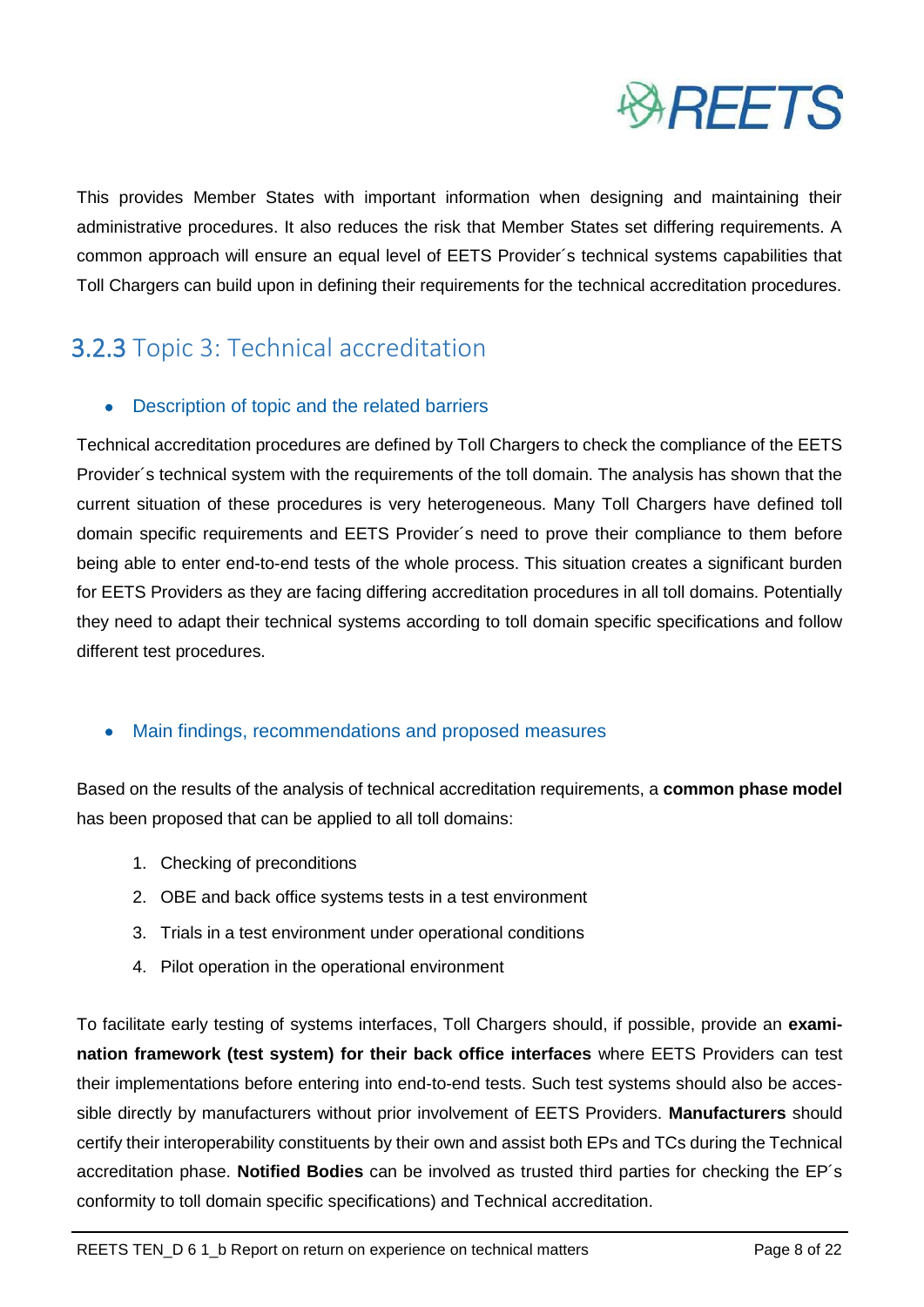This provides Member States with important information when designing and maintaining their administrative procedures. It also reduces the risk that Member States set differing requirements. A common approach will ensure an equal level of EETS Provider´s technical systems capabilities that Toll Chargers can build upon in defining their requirements for the technical accreditation procedures.

### 3.2.3 Topic 3: Technical accreditation

- Description of topic and the related barriers

Technical accreditation procedures are defined by Toll Chargers to check the compliance of the EETS Provider´s technical system with the requirements of the toll domain. The analysis has shown that the current situation of these procedures is very heterogeneous. Many Toll Chargers have defined toll domain specific requirements and EETS Provider´s need to prove their compliance to them before being able to enter end-to-end tests of the whole process. This situation creates a significant burden for EETS Providers as they are facing differing accreditation procedures in all toll domains. Potentially they need to adapt their technical systems according to toll domain specific specifications and follow different test procedures.

- Main findings, recommendations and proposed measures

Based on the results of the analysis of technical accreditation requirements, a **common phase model** has been proposed that can be applied to all toll domains:

1. Checking of preconditions
2. OBE and back office systems tests in a test environment
3. Trials in a test environment under operational conditions
4. Pilot operation in the operational environment

To facilitate early testing of systems interfaces, Toll Chargers should, if possible, provide an **examination framework (test system) for their back office interfaces** where EETS Providers can test their implementations before entering into end-to-end tests. Such test systems should also be accessible directly by manufacturers without prior involvement of EETS Providers. **Manufacturers** should certify their interoperability constituents by their own and assist both EPs and TCs during the Technical accreditation phase. **Notified Bodies** can be involved as trusted third parties for checking the EP´s conformity to toll domain specific specifications) and Technical accreditation.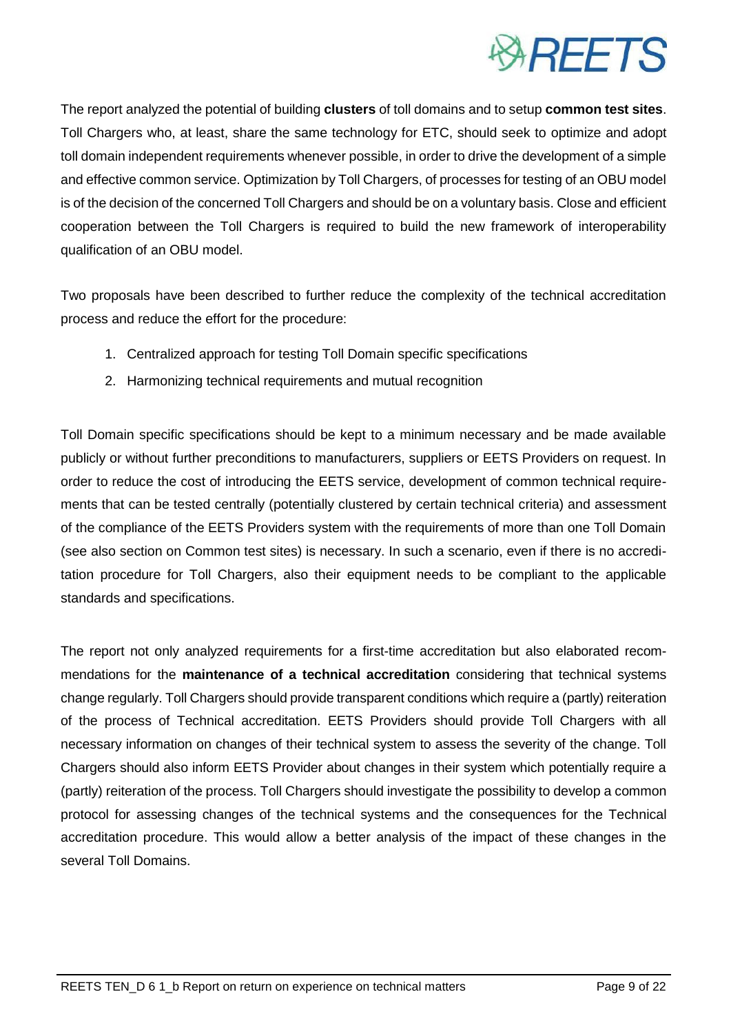The report analyzed the potential of building **clusters** of toll domains and to setup **common test sites**. Toll Chargers who, at least, share the same technology for ETC, should seek to optimize and adopt toll domain independent requirements whenever possible, in order to drive the development of a simple and effective common service. Optimization by Toll Chargers, of processes for testing of an OBU model is of the decision of the concerned Toll Chargers and should be on a voluntary basis. Close and efficient cooperation between the Toll Chargers is required to build the new framework of interoperability qualification of an OBU model.

Two proposals have been described to further reduce the complexity of the technical accreditation process and reduce the effort for the procedure:

1. Centralized approach for testing Toll Domain specific specifications
2. Harmonizing technical requirements and mutual recognition

Toll Domain specific specifications should be kept to a minimum necessary and be made available publicly or without further preconditions to manufacturers, suppliers or EETS Providers on request. In order to reduce the cost of introducing the EETS service, development of common technical requirements that can be tested centrally (potentially clustered by certain technical criteria) and assessment of the compliance of the EETS Providers system with the requirements of more than one Toll Domain (see also section on Common test sites) is necessary. In such a scenario, even if there is no accreditation procedure for Toll Chargers, also their equipment needs to be compliant to the applicable standards and specifications.

The report not only analyzed requirements for a first-time accreditation but also elaborated recommendations for the **maintenance of a technical accreditation** considering that technical systems change regularly. Toll Chargers should provide transparent conditions which require a (partly) reiteration of the process of Technical accreditation. EETS Providers should provide Toll Chargers with all necessary information on changes of their technical system to assess the severity of the change. Toll Chargers should also inform EETS Provider about changes in their system which potentially require a (partly) reiteration of the process. Toll Chargers should investigate the possibility to develop a common protocol for assessing changes of the technical systems and the consequences for the Technical accreditation procedure. This would allow a better analysis of the impact of these changes in the several Toll Domains.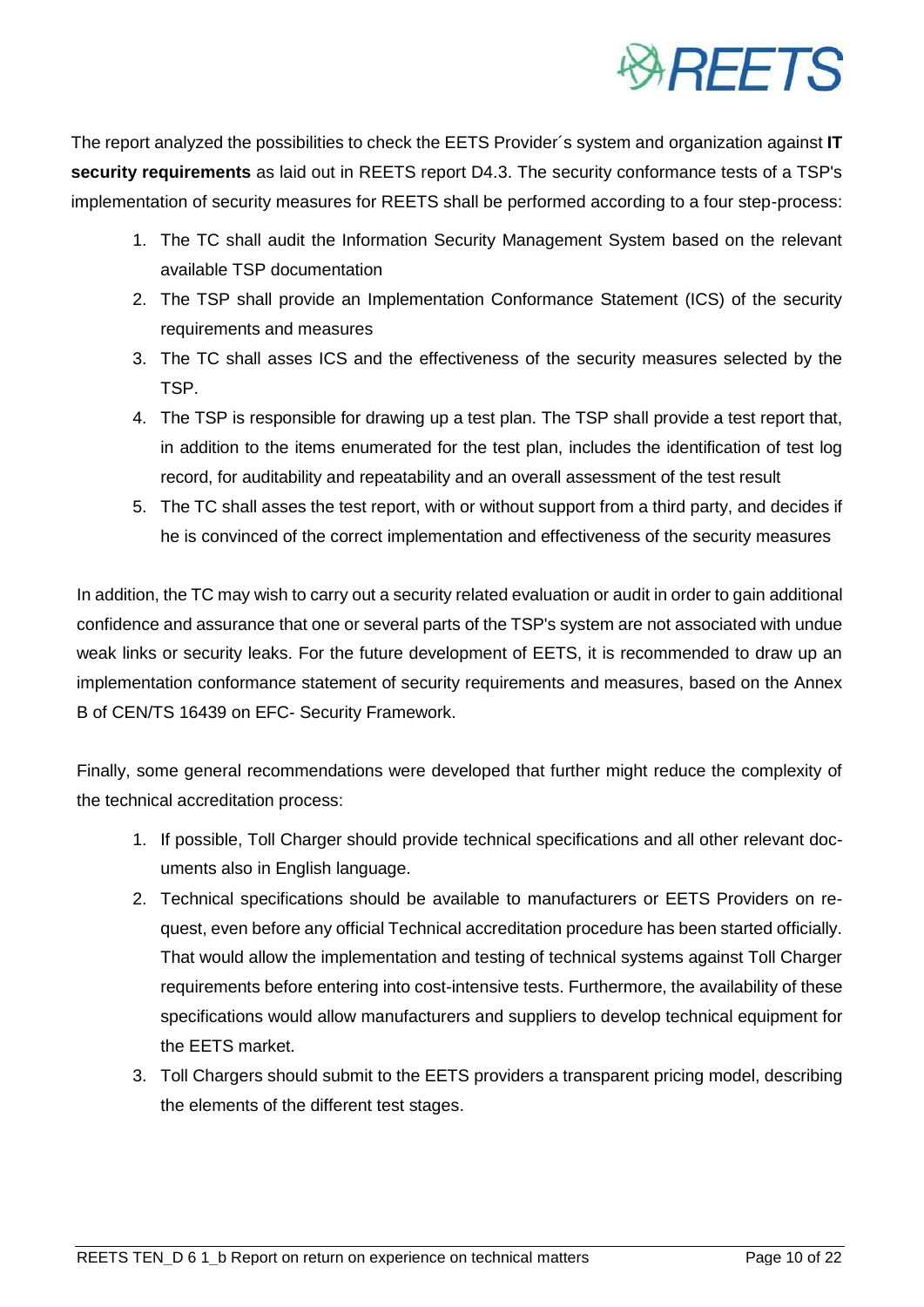The report analyzed the possibilities to check the EETS Provider´s system and organization against **IT security requirements** as laid out in REETS report D4.3. The security conformance tests of a TSP's implementation of security measures for REETS shall be performed according to a four step-process:

1. The TC shall audit the Information Security Management System based on the relevant available TSP documentation
2. The TSP shall provide an Implementation Conformance Statement (ICS) of the security requirements and measures
3. The TC shall asses ICS and the effectiveness of the security measures selected by the TSP.
4. The TSP is responsible for drawing up a test plan. The TSP shall provide a test report that, in addition to the items enumerated for the test plan, includes the identification of test log record, for auditability and repeatability and an overall assessment of the test result
5. The TC shall asses the test report, with or without support from a third party, and decides if he is convinced of the correct implementation and effectiveness of the security measures

In addition, the TC may wish to carry out a security related evaluation or audit in order to gain additional confidence and assurance that one or several parts of the TSP's system are not associated with undue weak links or security leaks. For the future development of EETS, it is recommended to draw up an implementation conformance statement of security requirements and measures, based on the Annex B of CEN/TS 16439 on EFC- Security Framework.

Finally, some general recommendations were developed that further might reduce the complexity of the technical accreditation process:

1. If possible, Toll Charger should provide technical specifications and all other relevant documents also in English language.
2. Technical specifications should be available to manufacturers or EETS Providers on request, even before any official Technical accreditation procedure has been started officially. That would allow the implementation and testing of technical systems against Toll Charger requirements before entering into cost-intensive tests. Furthermore, the availability of these specifications would allow manufacturers and suppliers to develop technical equipment for the EETS market.
3. Toll Chargers should submit to the EETS providers a transparent pricing model, describing the elements of the different test stages.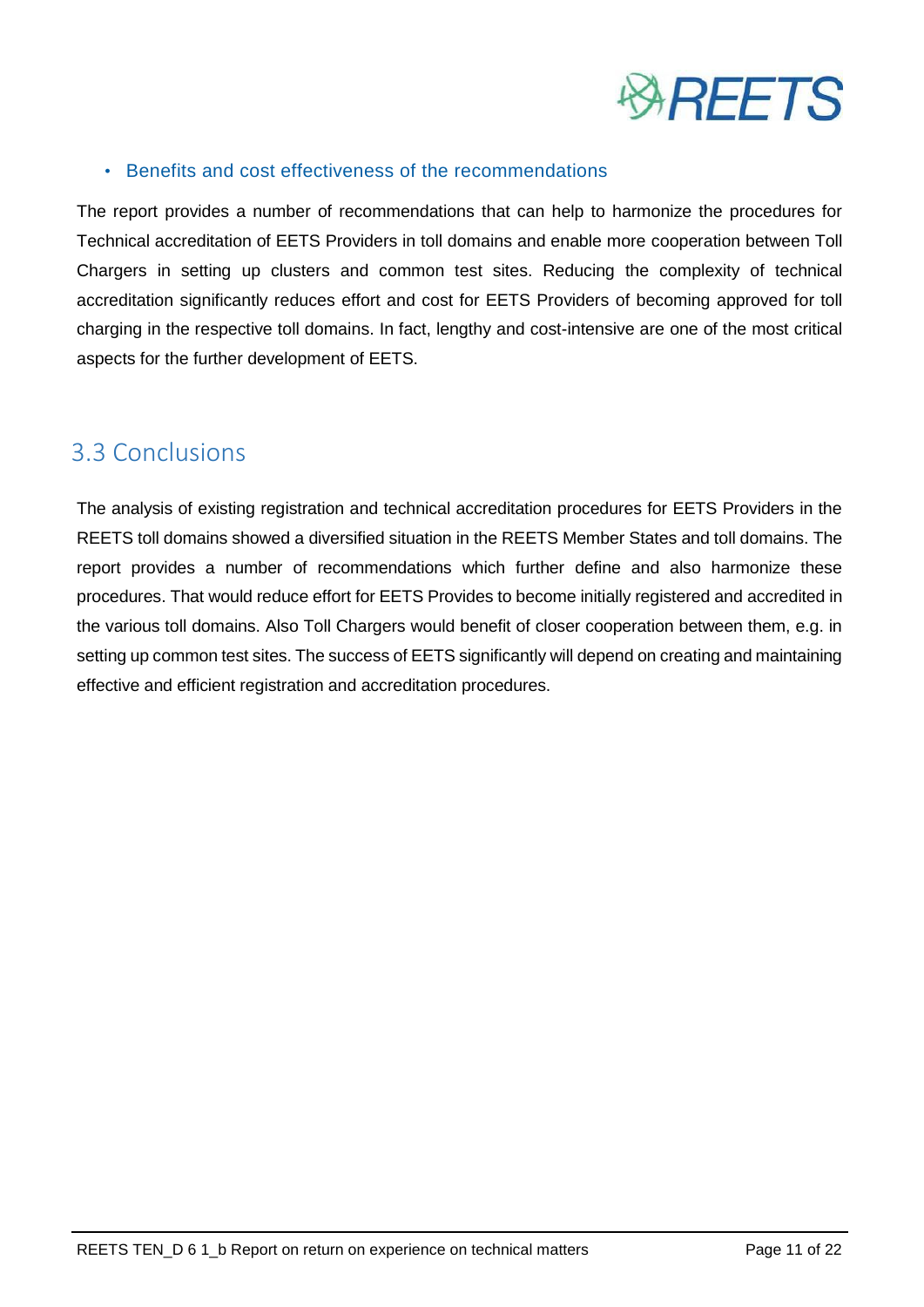- Benefits and cost effectiveness of the recommendations

The report provides a number of recommendations that can help to harmonize the procedures for Technical accreditation of EETS Providers in toll domains and enable more cooperation between Toll Chargers in setting up clusters and common test sites. Reducing the complexity of technical accreditation significantly reduces effort and cost for EETS Providers of becoming approved for toll charging in the respective toll domains. In fact, lengthy and cost-intensive are one of the most critical aspects for the further development of EETS.

## 3.3 Conclusions

The analysis of existing registration and technical accreditation procedures for EETS Providers in the REETS toll domains showed a diversified situation in the REETS Member States and toll domains. The report provides a number of recommendations which further define and also harmonize these procedures. That would reduce effort for EETS Provides to become initially registered and accredited in the various toll domains. Also Toll Chargers would benefit of closer cooperation between them, e.g. in setting up common test sites. The success of EETS significantly will depend on creating and maintaining effective and efficient registration and accreditation procedures.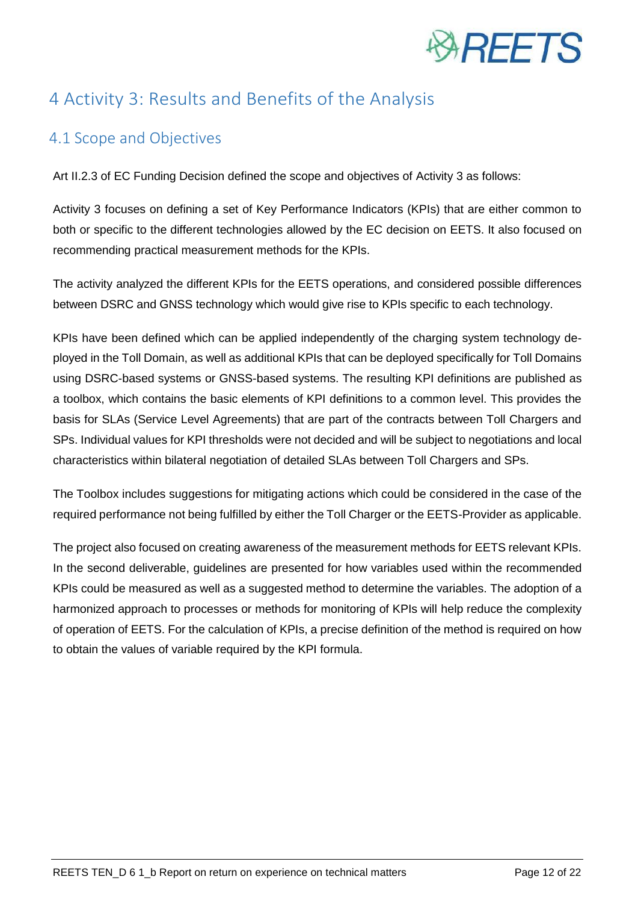# 4 Activity 3: Results and Benefits of the Analysis

## 4.1 Scope and Objectives

Art II.2.3 of EC Funding Decision defined the scope and objectives of Activity 3 as follows:

Activity 3 focuses on defining a set of Key Performance Indicators (KPIs) that are either common to both or specific to the different technologies allowed by the EC decision on EETS. It also focused on recommending practical measurement methods for the KPIs.

The activity analyzed the different KPIs for the EETS operations, and considered possible differences between DSRC and GNSS technology which would give rise to KPIs specific to each technology.

KPIs have been defined which can be applied independently of the charging system technology deployed in the Toll Domain, as well as additional KPIs that can be deployed specifically for Toll Domains using DSRC-based systems or GNSS-based systems. The resulting KPI definitions are published as a toolbox, which contains the basic elements of KPI definitions to a common level. This provides the basis for SLAs (Service Level Agreements) that are part of the contracts between Toll Chargers and SPs. Individual values for KPI thresholds were not decided and will be subject to negotiations and local characteristics within bilateral negotiation of detailed SLAs between Toll Chargers and SPs.

The Toolbox includes suggestions for mitigating actions which could be considered in the case of the required performance not being fulfilled by either the Toll Charger or the EETS-Provider as applicable.

The project also focused on creating awareness of the measurement methods for EETS relevant KPIs. In the second deliverable, guidelines are presented for how variables used within the recommended KPIs could be measured as well as a suggested method to determine the variables. The adoption of a harmonized approach to processes or methods for monitoring of KPIs will help reduce the complexity of operation of EETS. For the calculation of KPIs, a precise definition of the method is required on how to obtain the values of variable required by the KPI formula.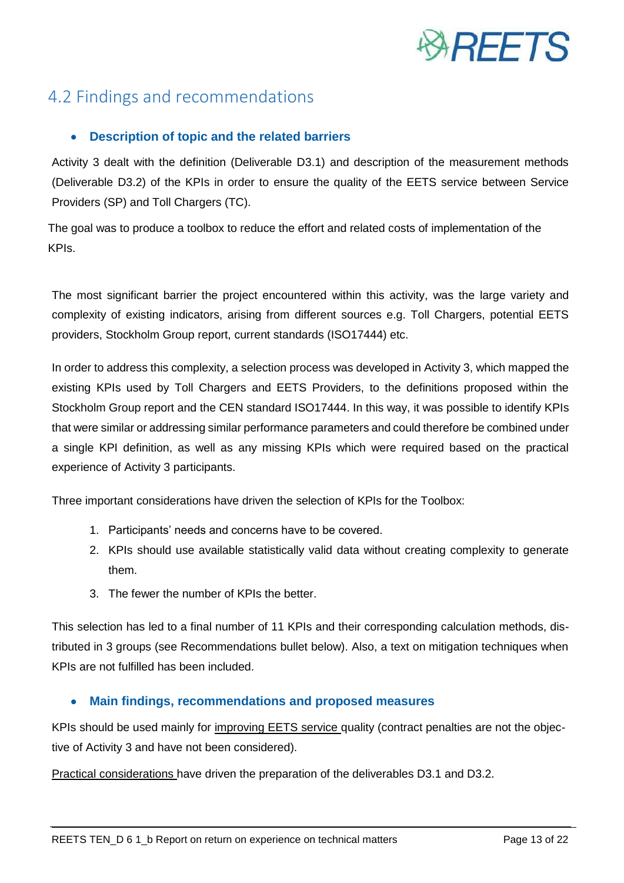## 4.2 Findings and recommendations

- **Description of topic and the related barriers**

Activity 3 dealt with the definition (Deliverable D3.1) and description of the measurement methods (Deliverable D3.2) of the KPIs in order to ensure the quality of the EETS service between Service Providers (SP) and Toll Chargers (TC).

The goal was to produce a toolbox to reduce the effort and related costs of implementation of the KPIs.

The most significant barrier the project encountered within this activity, was the large variety and complexity of existing indicators, arising from different sources e.g. Toll Chargers, potential EETS providers, Stockholm Group report, current standards (ISO17444) etc.

In order to address this complexity, a selection process was developed in Activity 3, which mapped the existing KPIs used by Toll Chargers and EETS Providers, to the definitions proposed within the Stockholm Group report and the CEN standard ISO17444. In this way, it was possible to identify KPIs that were similar or addressing similar performance parameters and could therefore be combined under a single KPI definition, as well as any missing KPIs which were required based on the practical experience of Activity 3 participants.

Three important considerations have driven the selection of KPIs for the Toolbox:

1. Participants' needs and concerns have to be covered.
2. KPIs should use available statistically valid data without creating complexity to generate them.
3. The fewer the number of KPIs the better.

This selection has led to a final number of 11 KPIs and their corresponding calculation methods, distributed in 3 groups (see Recommendations bullet below). Also, a text on mitigation techniques when KPIs are not fulfilled has been included.

- **Main findings, recommendations and proposed measures**

KPIs should be used mainly for improving EETS service quality (contract penalties are not the objective of Activity 3 and have not been considered).

Practical considerations have driven the preparation of the deliverables D3.1 and D3.2.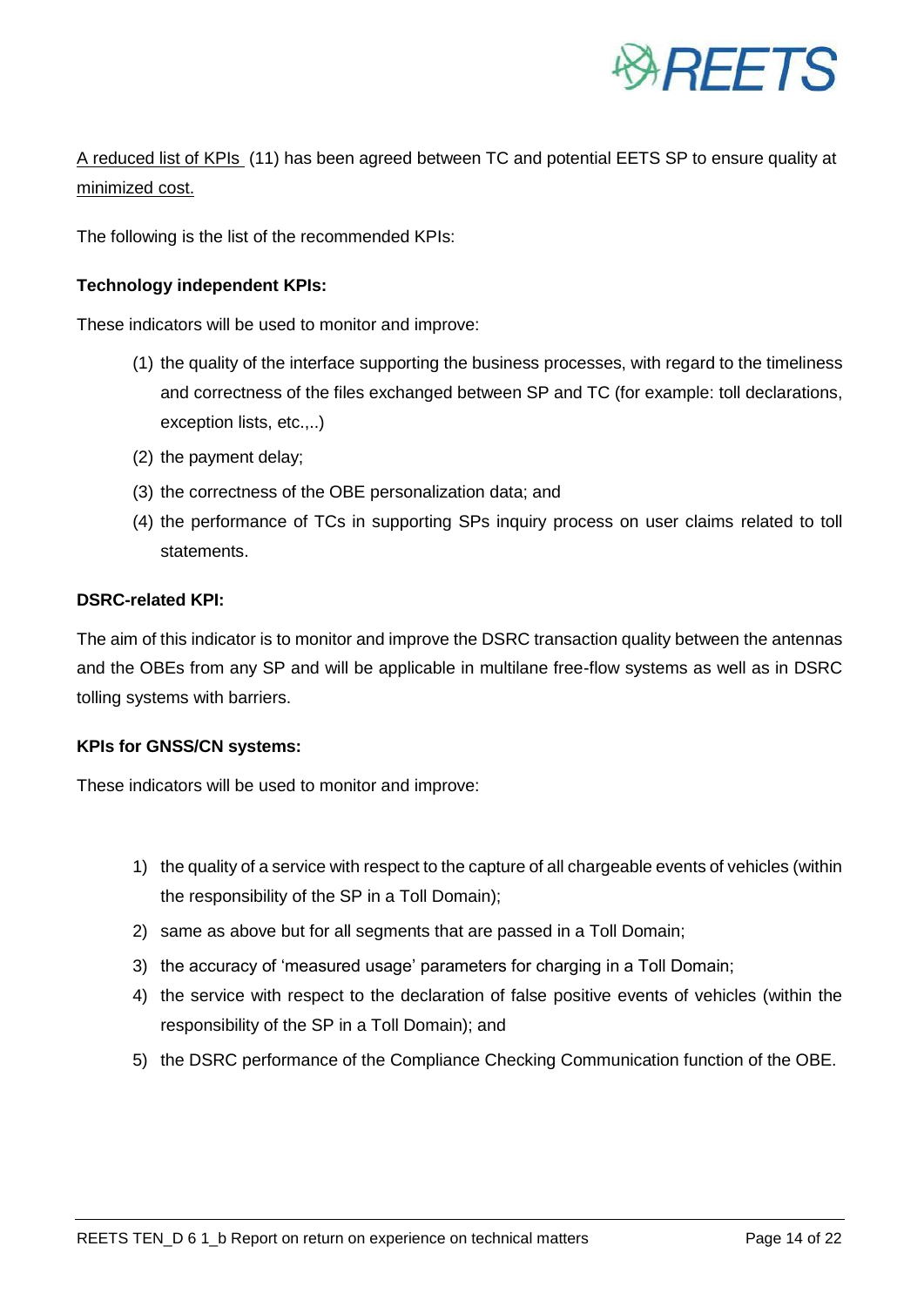A reduced list of KPIs (11) has been agreed between TC and potential EETS SP to ensure quality at minimized cost.

The following is the list of the recommended KPIs:

**Technology independent KPIs:**

These indicators will be used to monitor and improve:

(1) the quality of the interface supporting the business processes, with regard to the timeliness and correctness of the files exchanged between SP and TC (for example: toll declarations, exception lists, etc.,..)

(2) the payment delay;

(3) the correctness of the OBE personalization data; and

(4) the performance of TCs in supporting SPs inquiry process on user claims related to toll statements.

**DSRC-related KPI:**

The aim of this indicator is to monitor and improve the DSRC transaction quality between the antennas and the OBEs from any SP and will be applicable in multilane free-flow systems as well as in DSRC tolling systems with barriers.

**KPIs for GNSS/CN systems:**

These indicators will be used to monitor and improve:

1) the quality of a service with respect to the capture of all chargeable events of vehicles (within the responsibility of the SP in a Toll Domain);
2) same as above but for all segments that are passed in a Toll Domain;
3) the accuracy of 'measured usage' parameters for charging in a Toll Domain;
4) the service with respect to the declaration of false positive events of vehicles (within the responsibility of the SP in a Toll Domain); and
5) the DSRC performance of the Compliance Checking Communication function of the OBE.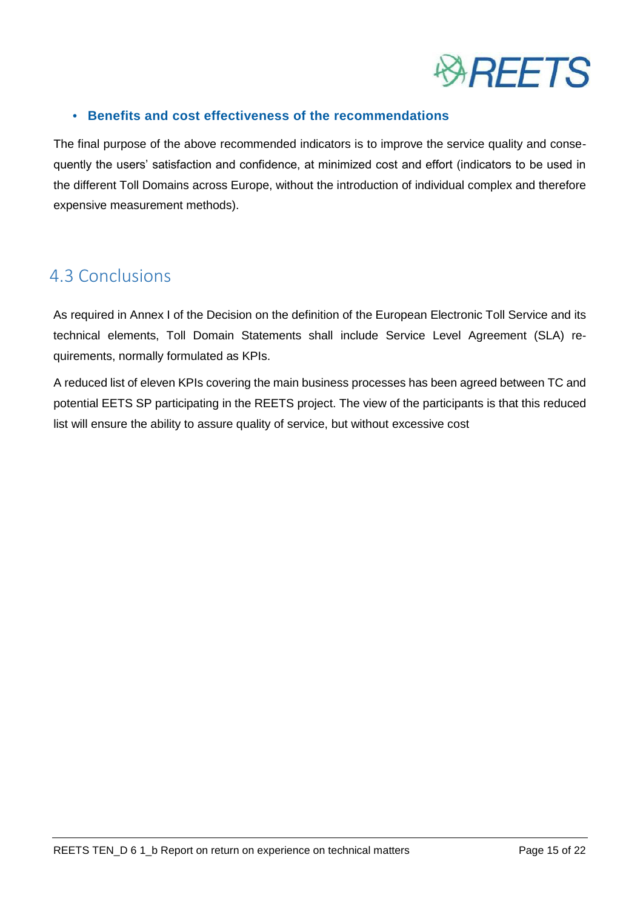- **Benefits and cost effectiveness of the recommendations**

The final purpose of the above recommended indicators is to improve the service quality and consequently the users' satisfaction and confidence, at minimized cost and effort (indicators to be used in the different Toll Domains across Europe, without the introduction of individual complex and therefore expensive measurement methods).

## 4.3 Conclusions

As required in Annex I of the Decision on the definition of the European Electronic Toll Service and its technical elements, Toll Domain Statements shall include Service Level Agreement (SLA) requirements, normally formulated as KPIs.

A reduced list of eleven KPIs covering the main business processes has been agreed between TC and potential EETS SP participating in the REETS project. The view of the participants is that this reduced list will ensure the ability to assure quality of service, but without excessive cost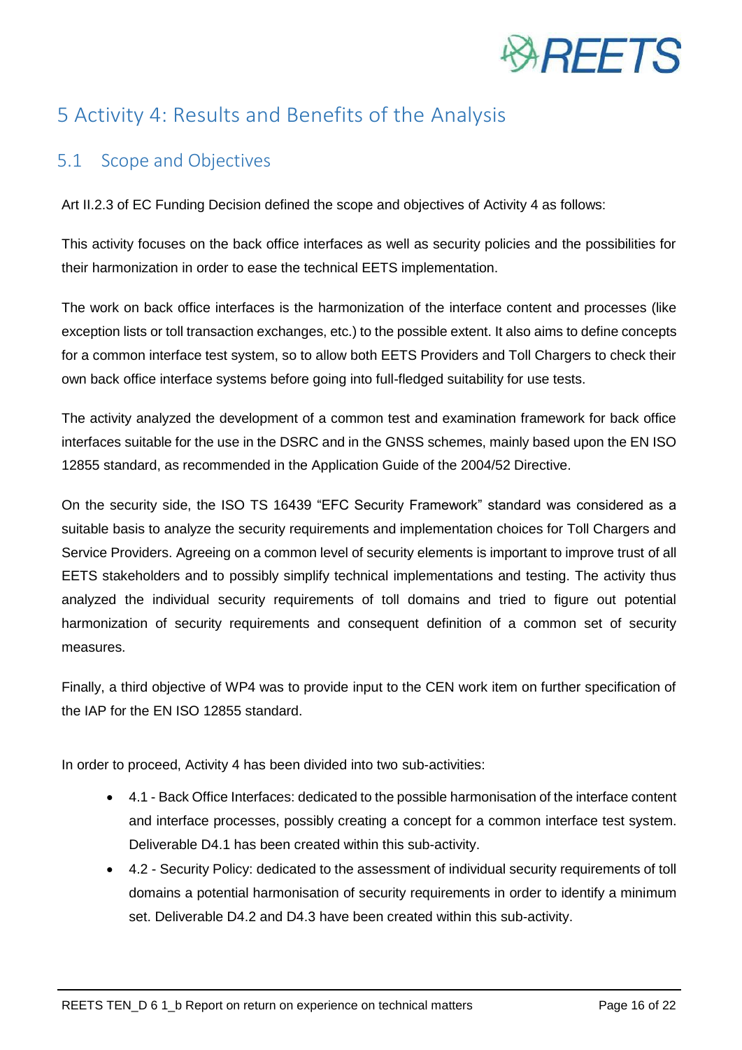# 5 Activity 4: Results and Benefits of the Analysis

## 5.1 Scope and Objectives

Art II.2.3 of EC Funding Decision defined the scope and objectives of Activity 4 as follows:

This activity focuses on the back office interfaces as well as security policies and the possibilities for their harmonization in order to ease the technical EETS implementation.

The work on back office interfaces is the harmonization of the interface content and processes (like exception lists or toll transaction exchanges, etc.) to the possible extent. It also aims to define concepts for a common interface test system, so to allow both EETS Providers and Toll Chargers to check their own back office interface systems before going into full-fledged suitability for use tests.

The activity analyzed the development of a common test and examination framework for back office interfaces suitable for the use in the DSRC and in the GNSS schemes, mainly based upon the EN ISO 12855 standard, as recommended in the Application Guide of the 2004/52 Directive.

On the security side, the ISO TS 16439 "EFC Security Framework" standard was considered as a suitable basis to analyze the security requirements and implementation choices for Toll Chargers and Service Providers. Agreeing on a common level of security elements is important to improve trust of all EETS stakeholders and to possibly simplify technical implementations and testing. The activity thus analyzed the individual security requirements of toll domains and tried to figure out potential harmonization of security requirements and consequent definition of a common set of security measures.

Finally, a third objective of WP4 was to provide input to the CEN work item on further specification of the IAP for the EN ISO 12855 standard.

In order to proceed, Activity 4 has been divided into two sub-activities:

- 4.1 - Back Office Interfaces: dedicated to the possible harmonisation of the interface content and interface processes, possibly creating a concept for a common interface test system. Deliverable D4.1 has been created within this sub-activity.
- 4.2 - Security Policy: dedicated to the assessment of individual security requirements of toll domains a potential harmonisation of security requirements in order to identify a minimum set. Deliverable D4.2 and D4.3 have been created within this sub-activity.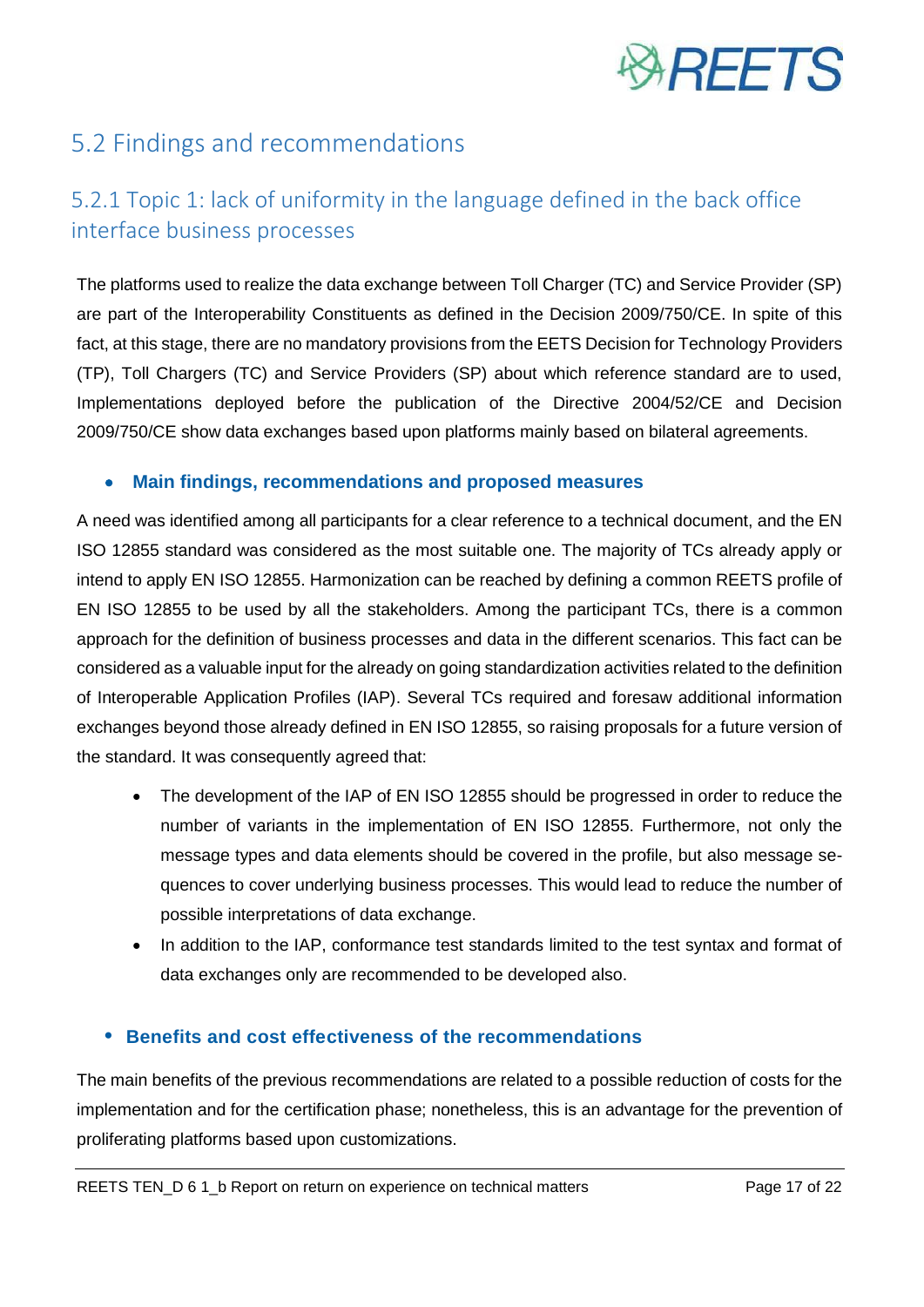## 5.2 Findings and recommendations

### 5.2.1 Topic 1: lack of uniformity in the language defined in the back office interface business processes

The platforms used to realize the data exchange between Toll Charger (TC) and Service Provider (SP) are part of the Interoperability Constituents as defined in the Decision 2009/750/CE. In spite of this fact, at this stage, there are no mandatory provisions from the EETS Decision for Technology Providers (TP), Toll Chargers (TC) and Service Providers (SP) about which reference standard are to used, Implementations deployed before the publication of the Directive 2004/52/CE and Decision 2009/750/CE show data exchanges based upon platforms mainly based on bilateral agreements.

- **Main findings, recommendations and proposed measures**

A need was identified among all participants for a clear reference to a technical document, and the EN ISO 12855 standard was considered as the most suitable one. The majority of TCs already apply or intend to apply EN ISO 12855. Harmonization can be reached by defining a common REETS profile of EN ISO 12855 to be used by all the stakeholders. Among the participant TCs, there is a common approach for the definition of business processes and data in the different scenarios. This fact can be considered as a valuable input for the already on going standardization activities related to the definition of Interoperable Application Profiles (IAP). Several TCs required and foresaw additional information exchanges beyond those already defined in EN ISO 12855, so raising proposals for a future version of the standard. It was consequently agreed that:

- The development of the IAP of EN ISO 12855 should be progressed in order to reduce the number of variants in the implementation of EN ISO 12855. Furthermore, not only the message types and data elements should be covered in the profile, but also message sequences to cover underlying business processes. This would lead to reduce the number of possible interpretations of data exchange.
- In addition to the IAP, conformance test standards limited to the test syntax and format of data exchanges only are recommended to be developed also.

- **Benefits and cost effectiveness of the recommendations**

The main benefits of the previous recommendations are related to a possible reduction of costs for the implementation and for the certification phase; nonetheless, this is an advantage for the prevention of proliferating platforms based upon customizations.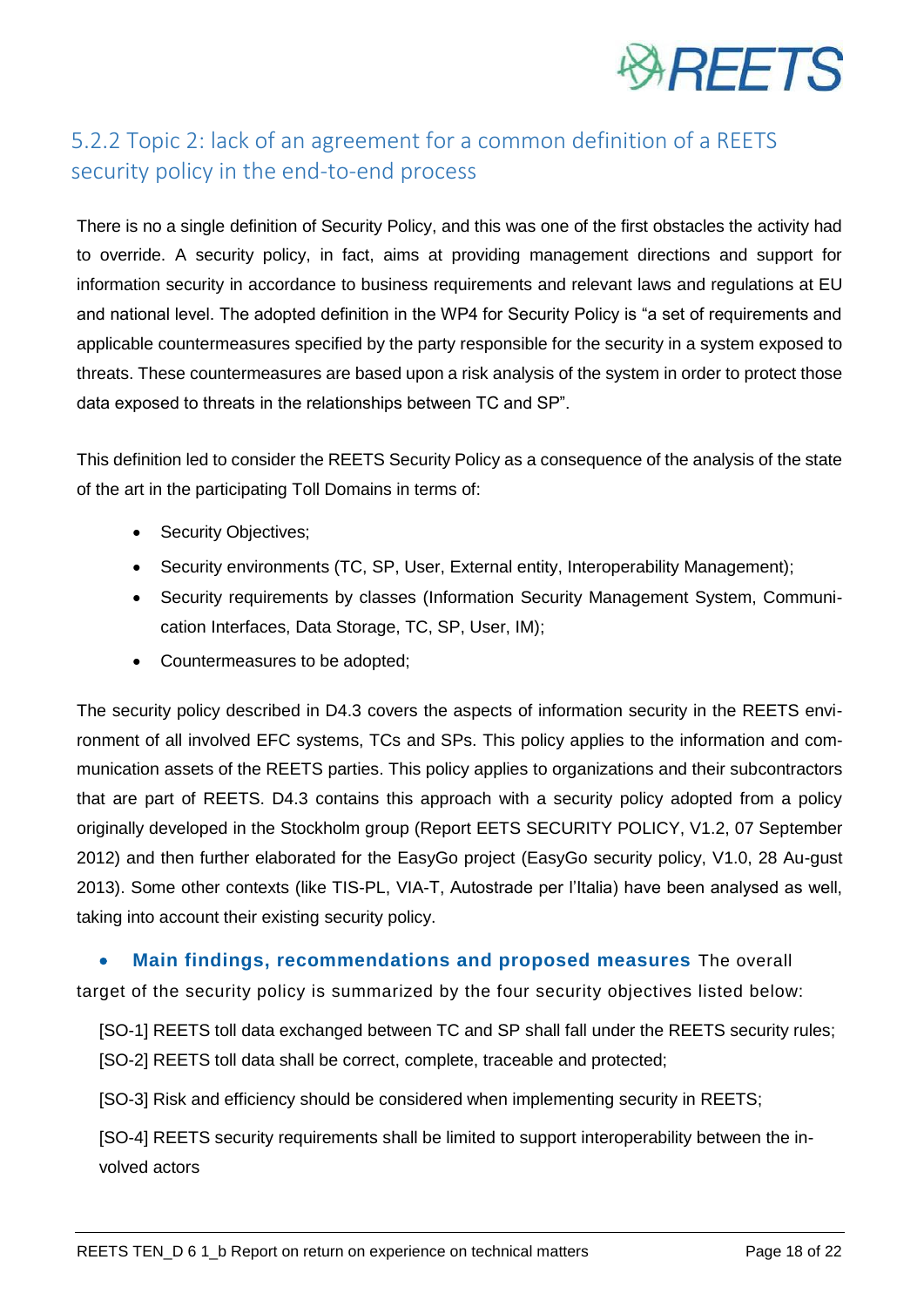### 5.2.2 Topic 2: lack of an agreement for a common definition of a REETS security policy in the end-to-end process

There is no a single definition of Security Policy, and this was one of the first obstacles the activity had to override. A security policy, in fact, aims at providing management directions and support for information security in accordance to business requirements and relevant laws and regulations at EU and national level. The adopted definition in the WP4 for Security Policy is "a set of requirements and applicable countermeasures specified by the party responsible for the security in a system exposed to threats. These countermeasures are based upon a risk analysis of the system in order to protect those data exposed to threats in the relationships between TC and SP".

This definition led to consider the REETS Security Policy as a consequence of the analysis of the state of the art in the participating Toll Domains in terms of:

- Security Objectives;
- Security environments (TC, SP, User, External entity, Interoperability Management);
- Security requirements by classes (Information Security Management System, Communication Interfaces, Data Storage, TC, SP, User, IM);
- Countermeasures to be adopted;

The security policy described in D4.3 covers the aspects of information security in the REETS environment of all involved EFC systems, TCs and SPs. This policy applies to the information and communication assets of the REETS parties. This policy applies to organizations and their subcontractors that are part of REETS. D4.3 contains this approach with a security policy adopted from a policy originally developed in the Stockholm group (Report EETS SECURITY POLICY, V1.2, 07 September 2012) and then further elaborated for the EasyGo project (EasyGo security policy, V1.0, 28 Au-gust 2013). Some other contexts (like TIS-PL, VIA-T, Autostrade per l'Italia) have been analysed as well, taking into account their existing security policy.

- **Main findings, recommendations and proposed measures** The overall target of the security policy is summarized by the four security objectives listed below:

[SO-1] REETS toll data exchanged between TC and SP shall fall under the REETS security rules;

[SO-2] REETS toll data shall be correct, complete, traceable and protected;

[SO-3] Risk and efficiency should be considered when implementing security in REETS;

[SO-4] REETS security requirements shall be limited to support interoperability between the involved actors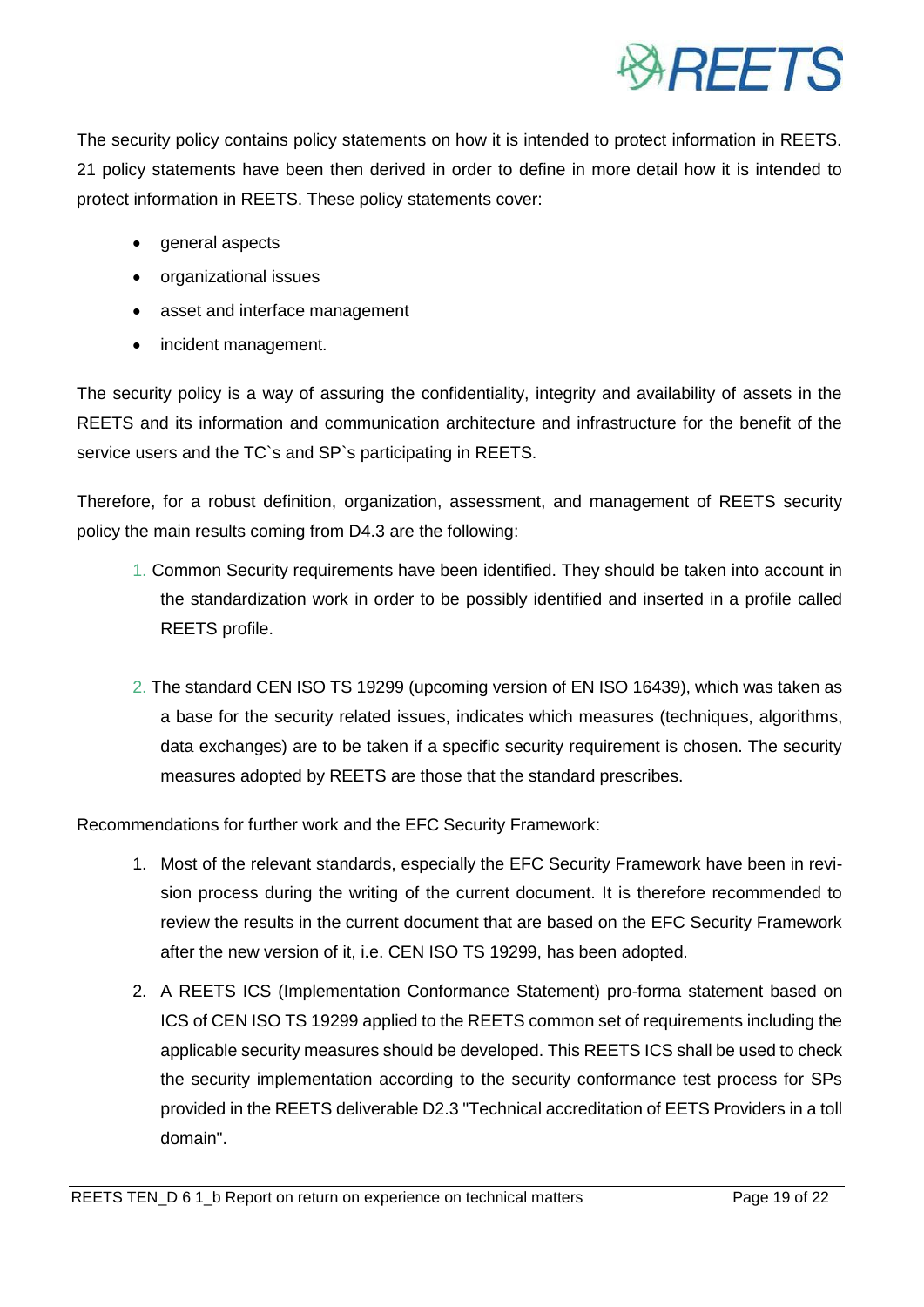The security policy contains policy statements on how it is intended to protect information in REETS. 21 policy statements have been then derived in order to define in more detail how it is intended to protect information in REETS. These policy statements cover:

- general aspects
- organizational issues
- asset and interface management
- incident management.

The security policy is a way of assuring the confidentiality, integrity and availability of assets in the REETS and its information and communication architecture and infrastructure for the benefit of the service users and the TC`s and SP`s participating in REETS.

Therefore, for a robust definition, organization, assessment, and management of REETS security policy the main results coming from D4.3 are the following:

1. Common Security requirements have been identified. They should be taken into account in the standardization work in order to be possibly identified and inserted in a profile called REETS profile.

2. The standard CEN ISO TS 19299 (upcoming version of EN ISO 16439), which was taken as a base for the security related issues, indicates which measures (techniques, algorithms, data exchanges) are to be taken if a specific security requirement is chosen. The security measures adopted by REETS are those that the standard prescribes.

Recommendations for further work and the EFC Security Framework:

1. Most of the relevant standards, especially the EFC Security Framework have been in revision process during the writing of the current document. It is therefore recommended to review the results in the current document that are based on the EFC Security Framework after the new version of it, i.e. CEN ISO TS 19299, has been adopted.

2. A REETS ICS (Implementation Conformance Statement) pro-forma statement based on ICS of CEN ISO TS 19299 applied to the REETS common set of requirements including the applicable security measures should be developed. This REETS ICS shall be used to check the security implementation according to the security conformance test process for SPs provided in the REETS deliverable D2.3 "Technical accreditation of EETS Providers in a toll domain".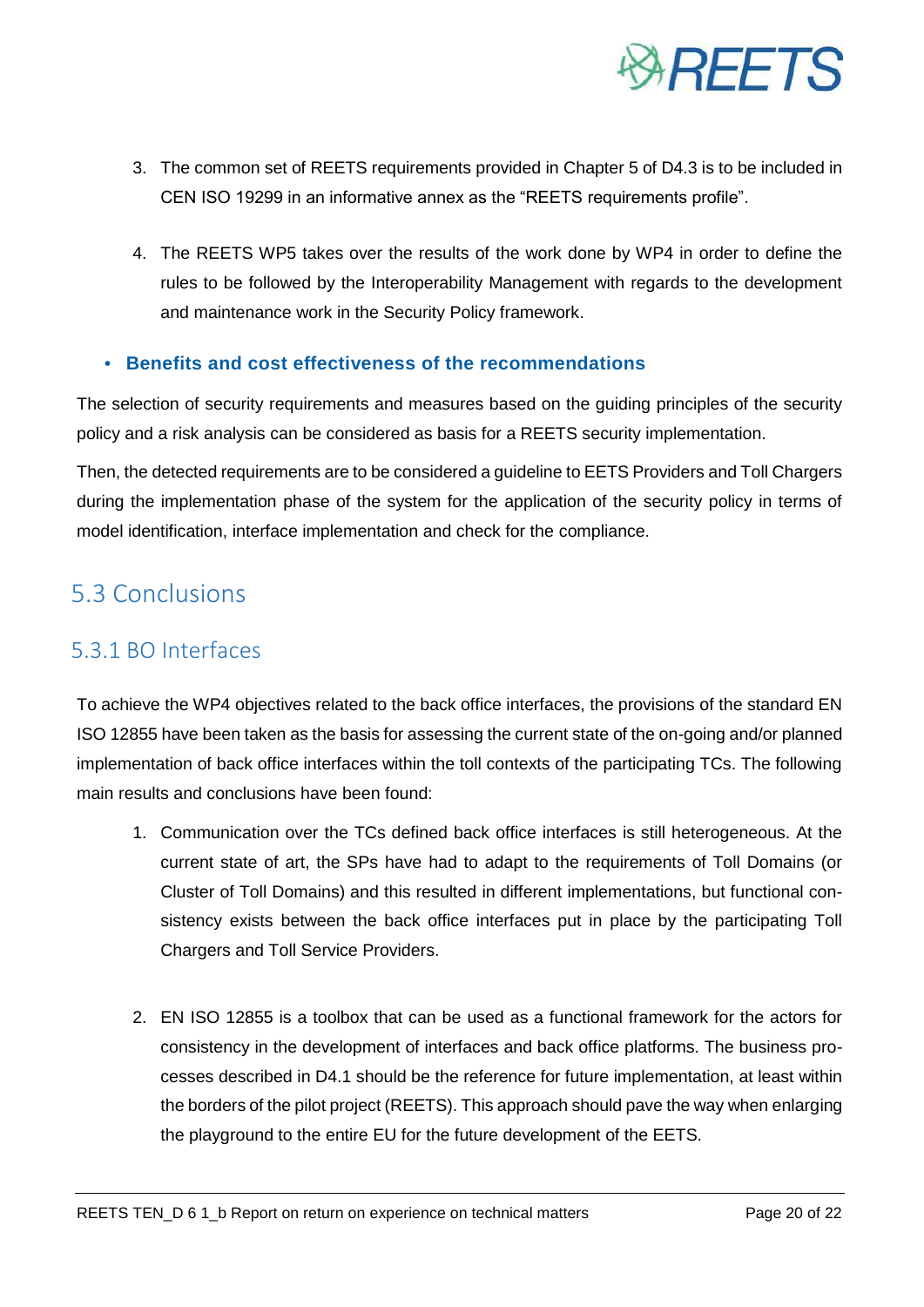3. The common set of REETS requirements provided in Chapter 5 of D4.3 is to be included in CEN ISO 19299 in an informative annex as the "REETS requirements profile".

4. The REETS WP5 takes over the results of the work done by WP4 in order to define the rules to be followed by the Interoperability Management with regards to the development and maintenance work in the Security Policy framework.

- **Benefits and cost effectiveness of the recommendations**

The selection of security requirements and measures based on the guiding principles of the security policy and a risk analysis can be considered as basis for a REETS security implementation.

Then, the detected requirements are to be considered a guideline to EETS Providers and Toll Chargers during the implementation phase of the system for the application of the security policy in terms of model identification, interface implementation and check for the compliance.

## 5.3 Conclusions

### 5.3.1 BO Interfaces

To achieve the WP4 objectives related to the back office interfaces, the provisions of the standard EN ISO 12855 have been taken as the basis for assessing the current state of the on-going and/or planned implementation of back office interfaces within the toll contexts of the participating TCs. The following main results and conclusions have been found:

1. Communication over the TCs defined back office interfaces is still heterogeneous. At the current state of art, the SPs have had to adapt to the requirements of Toll Domains (or Cluster of Toll Domains) and this resulted in different implementations, but functional consistency exists between the back office interfaces put in place by the participating Toll Chargers and Toll Service Providers.

2. EN ISO 12855 is a toolbox that can be used as a functional framework for the actors for consistency in the development of interfaces and back office platforms. The business processes described in D4.1 should be the reference for future implementation, at least within the borders of the pilot project (REETS). This approach should pave the way when enlarging the playground to the entire EU for the future development of the EETS.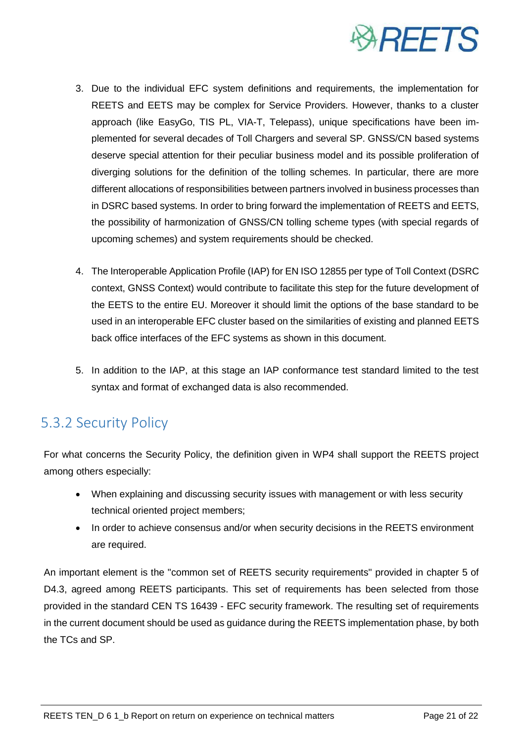3. Due to the individual EFC system definitions and requirements, the implementation for REETS and EETS may be complex for Service Providers. However, thanks to a cluster approach (like EasyGo, TIS PL, VIA-T, Telepass), unique specifications have been implemented for several decades of Toll Chargers and several SP. GNSS/CN based systems deserve special attention for their peculiar business model and its possible proliferation of diverging solutions for the definition of the tolling schemes. In particular, there are more different allocations of responsibilities between partners involved in business processes than in DSRC based systems. In order to bring forward the implementation of REETS and EETS, the possibility of harmonization of GNSS/CN tolling scheme types (with special regards of upcoming schemes) and system requirements should be checked.

4. The Interoperable Application Profile (IAP) for EN ISO 12855 per type of Toll Context (DSRC context, GNSS Context) would contribute to facilitate this step for the future development of the EETS to the entire EU. Moreover it should limit the options of the base standard to be used in an interoperable EFC cluster based on the similarities of existing and planned EETS back office interfaces of the EFC systems as shown in this document.

5. In addition to the IAP, at this stage an IAP conformance test standard limited to the test syntax and format of exchanged data is also recommended.

## 5.3.2 Security Policy

For what concerns the Security Policy, the definition given in WP4 shall support the REETS project among others especially:

- When explaining and discussing security issues with management or with less security technical oriented project members;
- In order to achieve consensus and/or when security decisions in the REETS environment are required.

An important element is the "common set of REETS security requirements" provided in chapter 5 of D4.3, agreed among REETS participants. This set of requirements has been selected from those provided in the standard CEN TS 16439 - EFC security framework. The resulting set of requirements in the current document should be used as guidance during the REETS implementation phase, by both the TCs and SP.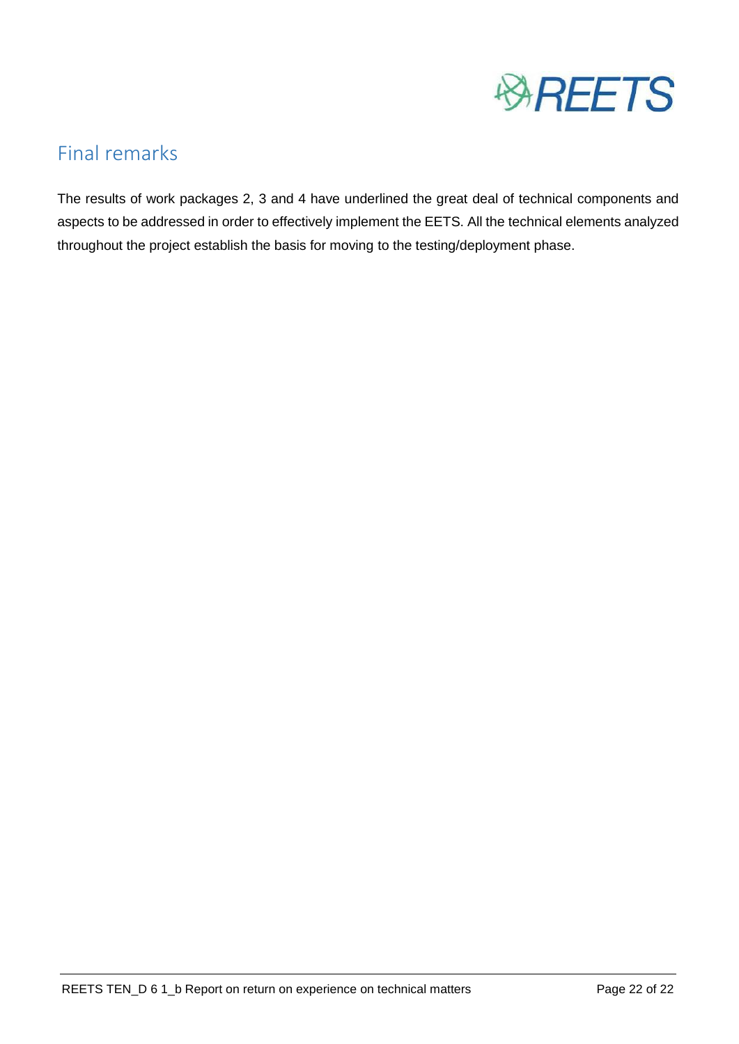## Final remarks

The results of work packages 2, 3 and 4 have underlined the great deal of technical components and aspects to be addressed in order to effectively implement the EETS. All the technical elements analyzed throughout the project establish the basis for moving to the testing/deployment phase.